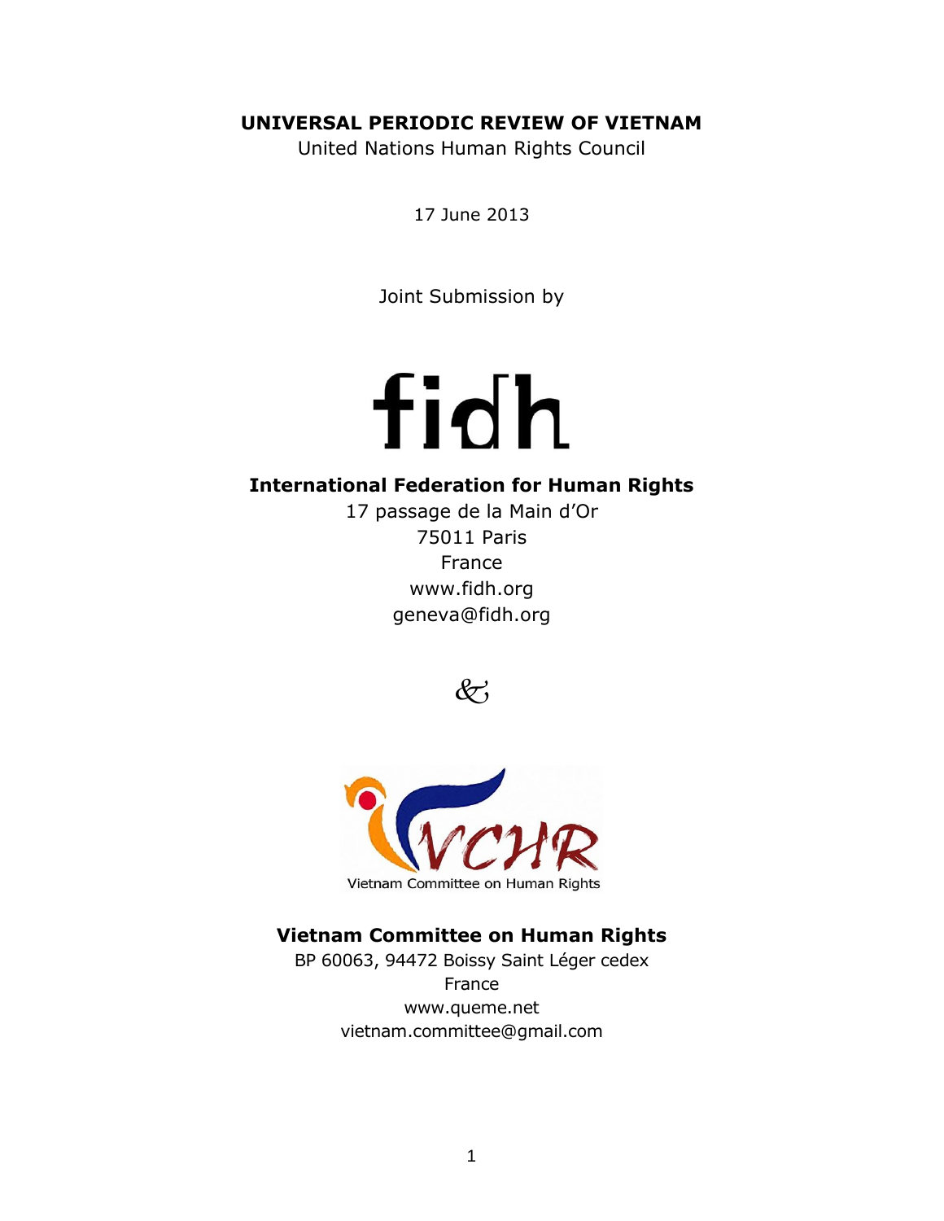# UNIVERSAL PERIODIC REVIEW OF VIETNAM

United Nations Human Rights Council

17 June 2013

Joint Submission by

fidh

**International Federation for Human Rights**

17 passage de la Main d'Or
75011 Paris
France
www.fidh.org
geneva@fidh.org

&

VCHR
Vietnam Committee on Human Rights

**Vietnam Committee on Human Rights**

BP 60063, 94472 Boissy Saint Léger cedex
France
www.queme.net
vietnam.committee@gmail.com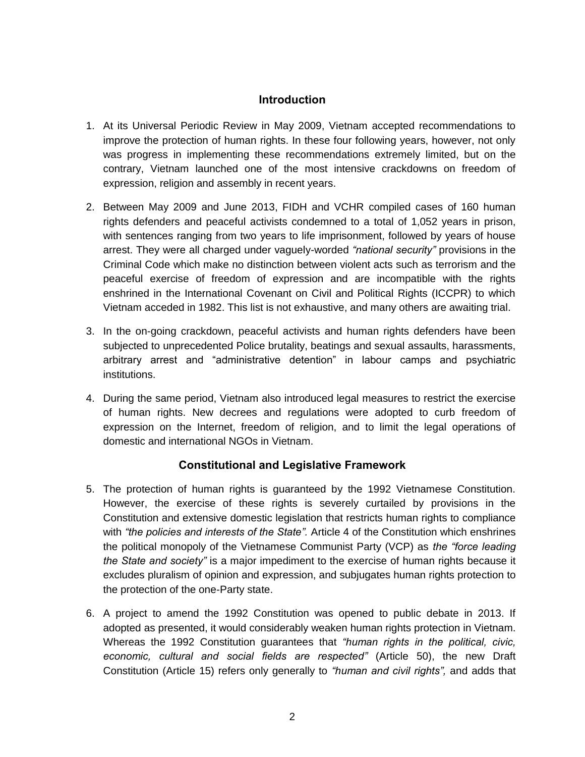## Introduction

1. At its Universal Periodic Review in May 2009, Vietnam accepted recommendations to improve the protection of human rights. In these four following years, however, not only was progress in implementing these recommendations extremely limited, but on the contrary, Vietnam launched one of the most intensive crackdowns on freedom of expression, religion and assembly in recent years.

2. Between May 2009 and June 2013, FIDH and VCHR compiled cases of 160 human rights defenders and peaceful activists condemned to a total of 1,052 years in prison, with sentences ranging from two years to life imprisonment, followed by years of house arrest. They were all charged under vaguely-worded *"national security"* provisions in the Criminal Code which make no distinction between violent acts such as terrorism and the peaceful exercise of freedom of expression and are incompatible with the rights enshrined in the International Covenant on Civil and Political Rights (ICCPR) to which Vietnam acceded in 1982. This list is not exhaustive, and many others are awaiting trial.

3. In the on-going crackdown, peaceful activists and human rights defenders have been subjected to unprecedented Police brutality, beatings and sexual assaults, harassments, arbitrary arrest and "administrative detention" in labour camps and psychiatric institutions.

4. During the same period, Vietnam also introduced legal measures to restrict the exercise of human rights. New decrees and regulations were adopted to curb freedom of expression on the Internet, freedom of religion, and to limit the legal operations of domestic and international NGOs in Vietnam.

## Constitutional and Legislative Framework

5. The protection of human rights is guaranteed by the 1992 Vietnamese Constitution. However, the exercise of these rights is severely curtailed by provisions in the Constitution and extensive domestic legislation that restricts human rights to compliance with *"the policies and interests of the State".* Article 4 of the Constitution which enshrines the political monopoly of the Vietnamese Communist Party (VCP) as *the "force leading the State and society"* is a major impediment to the exercise of human rights because it excludes pluralism of opinion and expression, and subjugates human rights protection to the protection of the one-Party state.

6. A project to amend the 1992 Constitution was opened to public debate in 2013. If adopted as presented, it would considerably weaken human rights protection in Vietnam. Whereas the 1992 Constitution guarantees that *"human rights in the political, civic, economic, cultural and social fields are respected"* (Article 50), the new Draft Constitution (Article 15) refers only generally to *"human and civil rights",* and adds that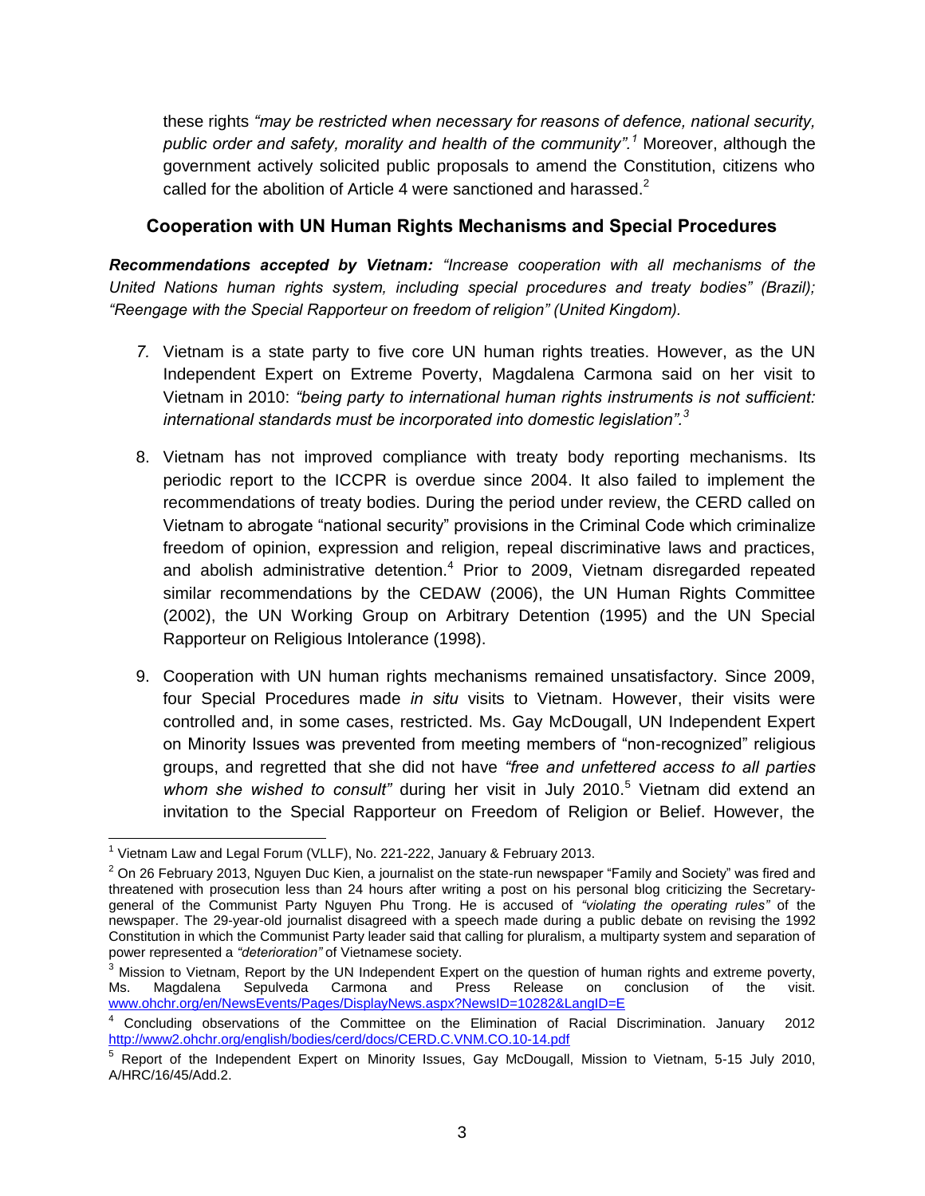these rights *"may be restricted when necessary for reasons of defence, national security, public order and safety, morality and health of the community".*[1] Moreover, although the government actively solicited public proposals to amend the Constitution, citizens who called for the abolition of Article 4 were sanctioned and harassed.[2]

## Cooperation with UN Human Rights Mechanisms and Special Procedures

***Recommendations accepted by Vietnam:*** *"Increase cooperation with all mechanisms of the United Nations human rights system, including special procedures and treaty bodies" (Brazil); "Reengage with the Special Rapporteur on freedom of religion" (United Kingdom).*

7. Vietnam is a state party to five core UN human rights treaties. However, as the UN Independent Expert on Extreme Poverty, Magdalena Carmona said on her visit to Vietnam in 2010: *"being party to international human rights instruments is not sufficient: international standards must be incorporated into domestic legislation".*[3]

8. Vietnam has not improved compliance with treaty body reporting mechanisms. Its periodic report to the ICCPR is overdue since 2004. It also failed to implement the recommendations of treaty bodies. During the period under review, the CERD called on Vietnam to abrogate "national security" provisions in the Criminal Code which criminalize freedom of opinion, expression and religion, repeal discriminative laws and practices, and abolish administrative detention.[4] Prior to 2009, Vietnam disregarded repeated similar recommendations by the CEDAW (2006), the UN Human Rights Committee (2002), the UN Working Group on Arbitrary Detention (1995) and the UN Special Rapporteur on Religious Intolerance (1998).

9. Cooperation with UN human rights mechanisms remained unsatisfactory. Since 2009, four Special Procedures made *in situ* visits to Vietnam. However, their visits were controlled and, in some cases, restricted. Ms. Gay McDougall, UN Independent Expert on Minority Issues was prevented from meeting members of "non-recognized" religious groups, and regretted that she did not have *"free and unfettered access to all parties whom she wished to consult"* during her visit in July 2010.[5] Vietnam did extend an invitation to the Special Rapporteur on Freedom of Religion or Belief. However, the

---

[1] Vietnam Law and Legal Forum (VLLF), No. 221-222, January & February 2013.

[2] On 26 February 2013, Nguyen Duc Kien, a journalist on the state-run newspaper "Family and Society" was fired and threatened with prosecution less than 24 hours after writing a post on his personal blog criticizing the Secretary-general of the Communist Party Nguyen Phu Trong. He is accused of *"violating the operating rules"* of the newspaper. The 29-year-old journalist disagreed with a speech made during a public debate on revising the 1992 Constitution in which the Communist Party leader said that calling for pluralism, a multiparty system and separation of power represented a *"deterioration"* of Vietnamese society.

[3] Mission to Vietnam, Report by the UN Independent Expert on the question of human rights and extreme poverty, Ms. Magdalena Sepulveda Carmona and Press Release on conclusion of the visit. www.ohchr.org/en/NewsEvents/Pages/DisplayNews.aspx?NewsID=10282&LangID=E

[4] Concluding observations of the Committee on the Elimination of Racial Discrimination. January 2012 http://www2.ohchr.org/english/bodies/cerd/docs/CERD.C.VNM.CO.10-14.pdf

[5] Report of the Independent Expert on Minority Issues, Gay McDougall, Mission to Vietnam, 5-15 July 2010, A/HRC/16/45/Add.2.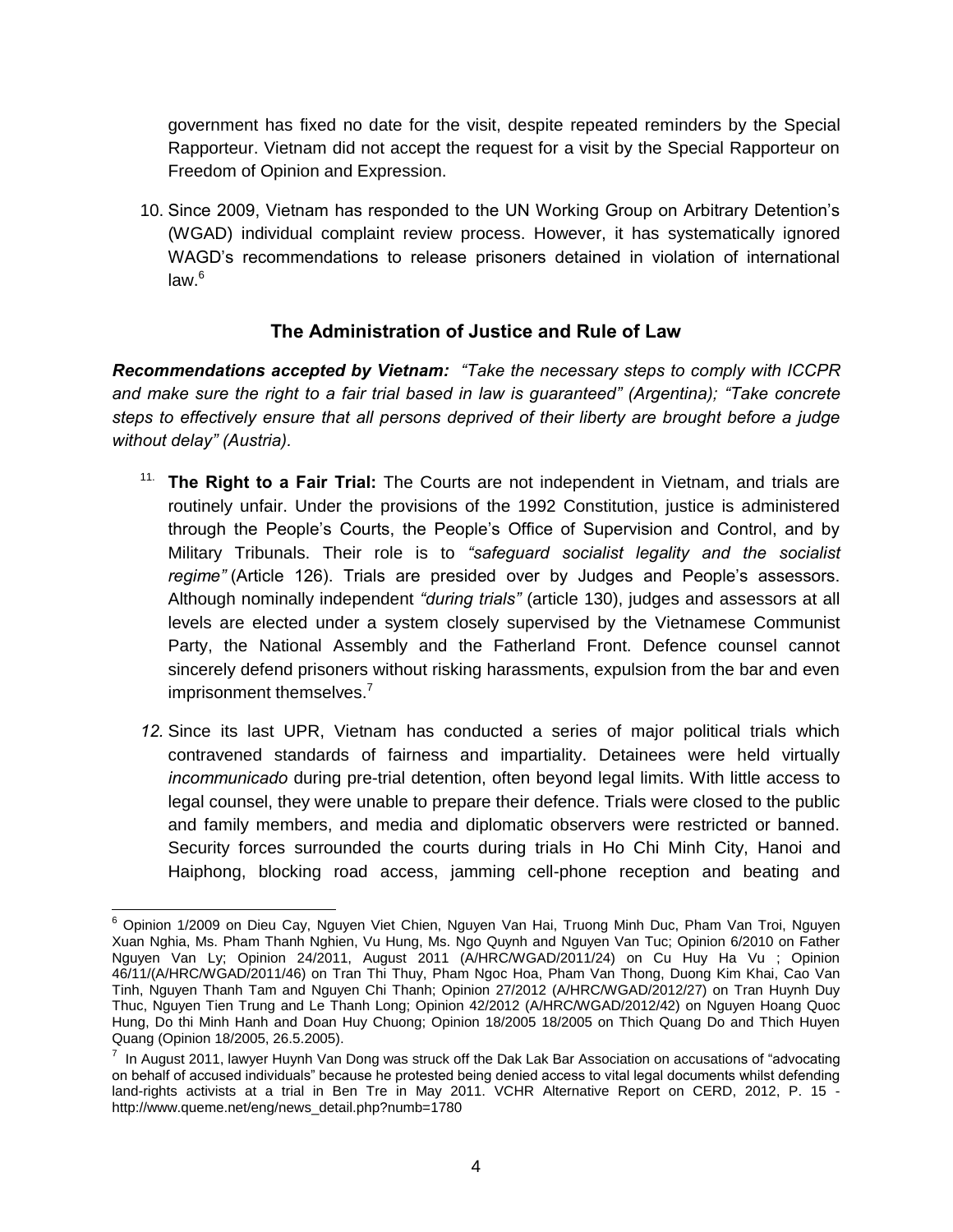government has fixed no date for the visit, despite repeated reminders by the Special Rapporteur. Vietnam did not accept the request for a visit by the Special Rapporteur on Freedom of Opinion and Expression.

10. Since 2009, Vietnam has responded to the UN Working Group on Arbitrary Detention's (WGAD) individual complaint review process. However, it has systematically ignored WAGD's recommendations to release prisoners detained in violation of international law.[6]

## The Administration of Justice and Rule of Law

***Recommendations accepted by Vietnam:*** *"Take the necessary steps to comply with ICCPR and make sure the right to a fair trial based in law is guaranteed" (Argentina); "Take concrete steps to effectively ensure that all persons deprived of their liberty are brought before a judge without delay" (Austria).*

11. **The Right to a Fair Trial:** The Courts are not independent in Vietnam, and trials are routinely unfair. Under the provisions of the 1992 Constitution, justice is administered through the People's Courts, the People's Office of Supervision and Control, and by Military Tribunals. Their role is to *"safeguard socialist legality and the socialist regime"* (Article 126). Trials are presided over by Judges and People's assessors. Although nominally independent *"during trials"* (article 130), judges and assessors at all levels are elected under a system closely supervised by the Vietnamese Communist Party, the National Assembly and the Fatherland Front. Defence counsel cannot sincerely defend prisoners without risking harassments, expulsion from the bar and even imprisonment themselves.[7]

12. Since its last UPR, Vietnam has conducted a series of major political trials which contravened standards of fairness and impartiality. Detainees were held virtually *incommunicado* during pre-trial detention, often beyond legal limits. With little access to legal counsel, they were unable to prepare their defence. Trials were closed to the public and family members, and media and diplomatic observers were restricted or banned. Security forces surrounded the courts during trials in Ho Chi Minh City, Hanoi and Haiphong, blocking road access, jamming cell-phone reception and beating and

---

[6] Opinion 1/2009 on Dieu Cay, Nguyen Viet Chien, Nguyen Van Hai, Truong Minh Duc, Pham Van Troi, Nguyen Xuan Nghia, Ms. Pham Thanh Nghien, Vu Hung, Ms. Ngo Quynh and Nguyen Van Tuc; Opinion 6/2010 on Father Nguyen Van Ly; Opinion 24/2011, August 2011 (A/HRC/WGAD/2011/24) on Cu Huy Ha Vu ; Opinion 46/11/(A/HRC/WGAD/2011/46) on Tran Thi Thuy, Pham Ngoc Hoa, Pham Van Thong, Duong Kim Khai, Cao Van Tinh, Nguyen Thanh Tam and Nguyen Chi Thanh; Opinion 27/2012 (A/HRC/WGAD/2012/27) on Tran Huynh Duy Thuc, Nguyen Tien Trung and Le Thanh Long; Opinion 42/2012 (A/HRC/WGAD/2012/42) on Nguyen Hoang Quoc Hung, Do thi Minh Hanh and Doan Huy Chuong; Opinion 18/2005 18/2005 on Thich Quang Do and Thich Huyen Quang (Opinion 18/2005, 26.5.2005).

[7] In August 2011, lawyer Huynh Van Dong was struck off the Dak Lak Bar Association on accusations of "advocating on behalf of accused individuals" because he protested being denied access to vital legal documents whilst defending land-rights activists at a trial in Ben Tre in May 2011. VCHR Alternative Report on CERD, 2012, P. 15 - http://www.queme.net/eng/news_detail.php?numb=1780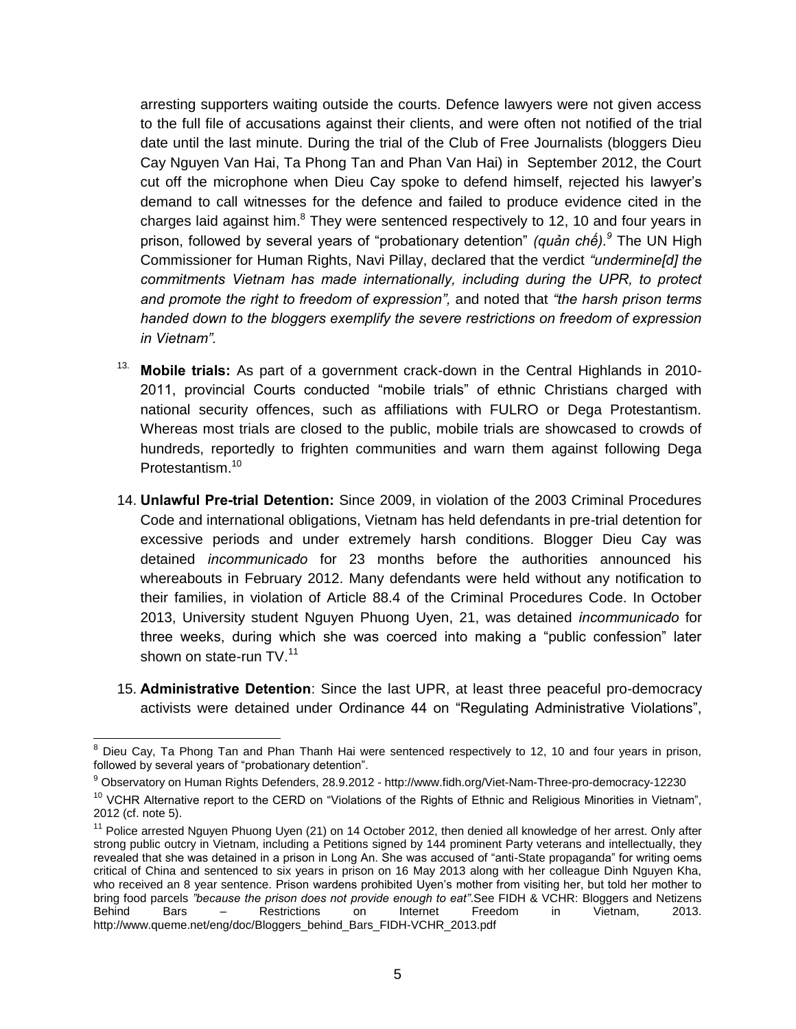arresting supporters waiting outside the courts. Defence lawyers were not given access to the full file of accusations against their clients, and were often not notified of the trial date until the last minute. During the trial of the Club of Free Journalists (bloggers Dieu Cay Nguyen Van Hai, Ta Phong Tan and Phan Van Hai) in September 2012, the Court cut off the microphone when Dieu Cay spoke to defend himself, rejected his lawyer's demand to call witnesses for the defence and failed to produce evidence cited in the charges laid against him.[8] They were sentenced respectively to 12, 10 and four years in prison, followed by several years of "probationary detention" *(quản chế).*[9] The UN High Commissioner for Human Rights, Navi Pillay, declared that the verdict *"undermine[d] the commitments Vietnam has made internationally, including during the UPR, to protect and promote the right to freedom of expression",* and noted that *"the harsh prison terms handed down to the bloggers exemplify the severe restrictions on freedom of expression in Vietnam".*

13. **Mobile trials:** As part of a government crack-down in the Central Highlands in 2010-2011, provincial Courts conducted "mobile trials" of ethnic Christians charged with national security offences, such as affiliations with FULRO or Dega Protestantism. Whereas most trials are closed to the public, mobile trials are showcased to crowds of hundreds, reportedly to frighten communities and warn them against following Dega Protestantism.[10]

14. **Unlawful Pre-trial Detention:** Since 2009, in violation of the 2003 Criminal Procedures Code and international obligations, Vietnam has held defendants in pre-trial detention for excessive periods and under extremely harsh conditions. Blogger Dieu Cay was detained *incommunicado* for 23 months before the authorities announced his whereabouts in February 2012. Many defendants were held without any notification to their families, in violation of Article 88.4 of the Criminal Procedures Code. In October 2013, University student Nguyen Phuong Uyen, 21, was detained *incommunicado* for three weeks, during which she was coerced into making a "public confession" later shown on state-run TV.[11]

15. **Administrative Detention**: Since the last UPR, at least three peaceful pro-democracy activists were detained under Ordinance 44 on "Regulating Administrative Violations",

---

[8] Dieu Cay, Ta Phong Tan and Phan Thanh Hai were sentenced respectively to 12, 10 and four years in prison, followed by several years of "probationary detention".

[9] Observatory on Human Rights Defenders, 28.9.2012 - http://www.fidh.org/Viet-Nam-Three-pro-democracy-12230

[10] VCHR Alternative report to the CERD on "Violations of the Rights of Ethnic and Religious Minorities in Vietnam", 2012 (cf. note 5).

[11] Police arrested Nguyen Phuong Uyen (21) on 14 October 2012, then denied all knowledge of her arrest. Only after strong public outcry in Vietnam, including a Petitions signed by 144 prominent Party veterans and intellectually, they revealed that she was detained in a prison in Long An. She was accused of "anti-State propaganda" for writing oems critical of China and sentenced to six years in prison on 16 May 2013 along with her colleague Dinh Nguyen Kha, who received an 8 year sentence. Prison wardens prohibited Uyen's mother from visiting her, but told her mother to bring food parcels *"because the prison does not provide enough to eat"*.See FIDH & VCHR: Bloggers and Netizens Behind Bars – Restrictions on Internet Freedom in Vietnam, 2013. http://www.queme.net/eng/doc/Bloggers_behind_Bars_FIDH-VCHR_2013.pdf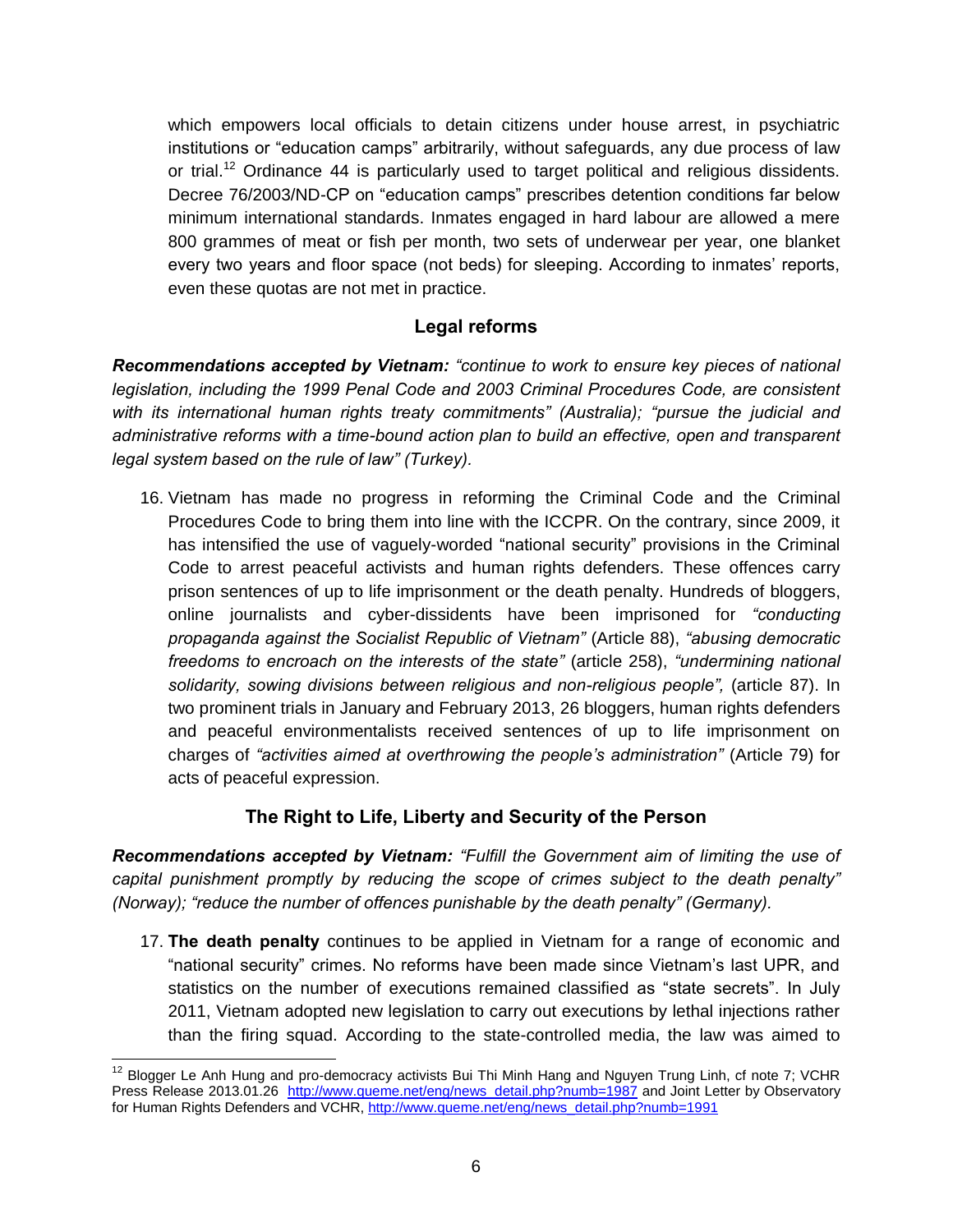which empowers local officials to detain citizens under house arrest, in psychiatric institutions or "education camps" arbitrarily, without safeguards, any due process of law or trial.[12] Ordinance 44 is particularly used to target political and religious dissidents. Decree 76/2003/ND-CP on "education camps" prescribes detention conditions far below minimum international standards. Inmates engaged in hard labour are allowed a mere 800 grammes of meat or fish per month, two sets of underwear per year, one blanket every two years and floor space (not beds) for sleeping. According to inmates' reports, even these quotas are not met in practice.

## Legal reforms

***Recommendations accepted by Vietnam:*** *"continue to work to ensure key pieces of national legislation, including the 1999 Penal Code and 2003 Criminal Procedures Code, are consistent with its international human rights treaty commitments" (Australia); "pursue the judicial and administrative reforms with a time-bound action plan to build an effective, open and transparent legal system based on the rule of law" (Turkey).*

16. Vietnam has made no progress in reforming the Criminal Code and the Criminal Procedures Code to bring them into line with the ICCPR. On the contrary, since 2009, it has intensified the use of vaguely-worded "national security" provisions in the Criminal Code to arrest peaceful activists and human rights defenders. These offences carry prison sentences of up to life imprisonment or the death penalty. Hundreds of bloggers, online journalists and cyber-dissidents have been imprisoned for *"conducting propaganda against the Socialist Republic of Vietnam"* (Article 88), *"abusing democratic freedoms to encroach on the interests of the state"* (article 258), *"undermining national solidarity, sowing divisions between religious and non-religious people",* (article 87). In two prominent trials in January and February 2013, 26 bloggers, human rights defenders and peaceful environmentalists received sentences of up to life imprisonment on charges of *"activities aimed at overthrowing the people's administration"* (Article 79) for acts of peaceful expression.

## The Right to Life, Liberty and Security of the Person

***Recommendations accepted by Vietnam:*** *"Fulfill the Government aim of limiting the use of capital punishment promptly by reducing the scope of crimes subject to the death penalty" (Norway); "reduce the number of offences punishable by the death penalty" (Germany).*

17. **The death penalty** continues to be applied in Vietnam for a range of economic and "national security" crimes. No reforms have been made since Vietnam's last UPR, and statistics on the number of executions remained classified as "state secrets". In July 2011, Vietnam adopted new legislation to carry out executions by lethal injections rather than the firing squad. According to the state-controlled media, the law was aimed to

---

[12] Blogger Le Anh Hung and pro-democracy activists Bui Thi Minh Hang and Nguyen Trung Linh, cf note 7; VCHR Press Release 2013.01.26 http://www.queme.net/eng/news_detail.php?numb=1987 and Joint Letter by Observatory for Human Rights Defenders and VCHR, http://www.queme.net/eng/news_detail.php?numb=1991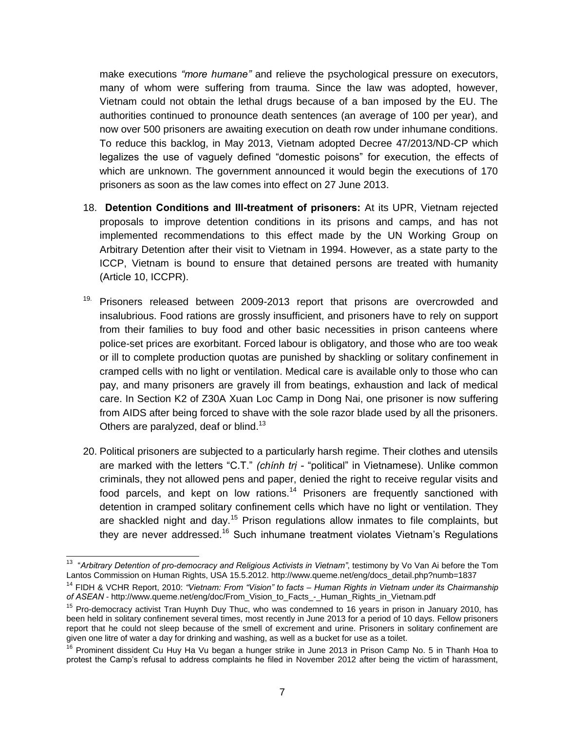make executions *"more humane"* and relieve the psychological pressure on executors, many of whom were suffering from trauma. Since the law was adopted, however, Vietnam could not obtain the lethal drugs because of a ban imposed by the EU. The authorities continued to pronounce death sentences (an average of 100 per year), and now over 500 prisoners are awaiting execution on death row under inhumane conditions. To reduce this backlog, in May 2013, Vietnam adopted Decree 47/2013/ND-CP which legalizes the use of vaguely defined "domestic poisons" for execution, the effects of which are unknown. The government announced it would begin the executions of 170 prisoners as soon as the law comes into effect on 27 June 2013.

18. **Detention Conditions and Ill-treatment of prisoners:** At its UPR, Vietnam rejected proposals to improve detention conditions in its prisons and camps, and has not implemented recommendations to this effect made by the UN Working Group on Arbitrary Detention after their visit to Vietnam in 1994. However, as a state party to the ICCP, Vietnam is bound to ensure that detained persons are treated with humanity (Article 10, ICCPR).

19. Prisoners released between 2009-2013 report that prisons are overcrowded and insalubrious. Food rations are grossly insufficient, and prisoners have to rely on support from their families to buy food and other basic necessities in prison canteens where police-set prices are exorbitant. Forced labour is obligatory, and those who are too weak or ill to complete production quotas are punished by shackling or solitary confinement in cramped cells with no light or ventilation. Medical care is available only to those who can pay, and many prisoners are gravely ill from beatings, exhaustion and lack of medical care. In Section K2 of Z30A Xuan Loc Camp in Dong Nai, one prisoner is now suffering from AIDS after being forced to shave with the sole razor blade used by all the prisoners. Others are paralyzed, deaf or blind.[13]

20. Political prisoners are subjected to a particularly harsh regime. Their clothes and utensils are marked with the letters "C.T." *(chính trị* - "political" in Vietnamese). Unlike common criminals, they not allowed pens and paper, denied the right to receive regular visits and food parcels, and kept on low rations.[14] Prisoners are frequently sanctioned with detention in cramped solitary confinement cells which have no light or ventilation. They are shackled night and day.[15] Prison regulations allow inmates to file complaints, but they are never addressed.[16] Such inhumane treatment violates Vietnam's Regulations

---

[13] "*Arbitrary Detention of pro-democracy and Religious Activists in Vietnam"*, testimony by Vo Van Ai before the Tom Lantos Commission on Human Rights, USA 15.5.2012. http://www.queme.net/eng/docs_detail.php?numb=1837

[14] FIDH & VCHR Report, 2010: *"Vietnam: From "Vision" to facts – Human Rights in Vietnam under its Chairmanship of ASEAN* - http://www.queme.net/eng/doc/From_Vision_to_Facts_-_Human_Rights_in_Vietnam.pdf

[15] Pro-democracy activist Tran Huynh Duy Thuc, who was condemned to 16 years in prison in January 2010, has been held in solitary confinement several times, most recently in June 2013 for a period of 10 days. Fellow prisoners report that he could not sleep because of the smell of excrement and urine. Prisoners in solitary confinement are given one litre of water a day for drinking and washing, as well as a bucket for use as a toilet.

[16] Prominent dissident Cu Huy Ha Vu began a hunger strike in June 2013 in Prison Camp No. 5 in Thanh Hoa to protest the Camp's refusal to address complaints he filed in November 2012 after being the victim of harassment,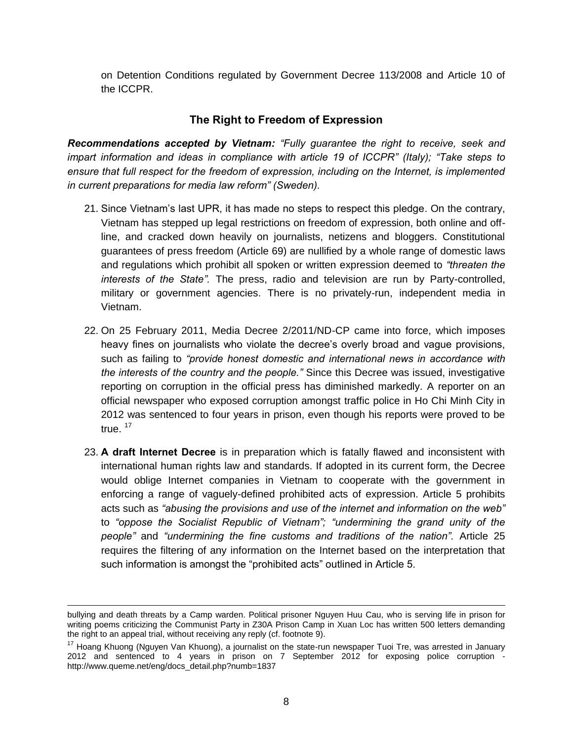on Detention Conditions regulated by Government Decree 113/2008 and Article 10 of the ICCPR.

## The Right to Freedom of Expression

***Recommendations accepted by Vietnam:*** *"Fully guarantee the right to receive, seek and impart information and ideas in compliance with article 19 of ICCPR" (Italy); "Take steps to ensure that full respect for the freedom of expression, including on the Internet, is implemented in current preparations for media law reform" (Sweden).*

21. Since Vietnam's last UPR, it has made no steps to respect this pledge. On the contrary, Vietnam has stepped up legal restrictions on freedom of expression, both online and off-line, and cracked down heavily on journalists, netizens and bloggers. Constitutional guarantees of press freedom (Article 69) are nullified by a whole range of domestic laws and regulations which prohibit all spoken or written expression deemed to *"threaten the interests of the State".* The press, radio and television are run by Party-controlled, military or government agencies. There is no privately-run, independent media in Vietnam.

22. On 25 February 2011, Media Decree 2/2011/ND-CP came into force, which imposes heavy fines on journalists who violate the decree's overly broad and vague provisions, such as failing to *"provide honest domestic and international news in accordance with the interests of the country and the people."* Since this Decree was issued, investigative reporting on corruption in the official press has diminished markedly. A reporter on an official newspaper who exposed corruption amongst traffic police in Ho Chi Minh City in 2012 was sentenced to four years in prison, even though his reports were proved to be true. [17]

23. **A draft Internet Decree** is in preparation which is fatally flawed and inconsistent with international human rights law and standards. If adopted in its current form, the Decree would oblige Internet companies in Vietnam to cooperate with the government in enforcing a range of vaguely-defined prohibited acts of expression. Article 5 prohibits acts such as *"abusing the provisions and use of the internet and information on the web"* to *"oppose the Socialist Republic of Vietnam"; "undermining the grand unity of the people"* and *"undermining the fine customs and traditions of the nation".* Article 25 requires the filtering of any information on the Internet based on the interpretation that such information is amongst the "prohibited acts" outlined in Article 5.

---

bullying and death threats by a Camp warden. Political prisoner Nguyen Huu Cau, who is serving life in prison for writing poems criticizing the Communist Party in Z30A Prison Camp in Xuan Loc has written 500 letters demanding the right to an appeal trial, without receiving any reply (cf. footnote 9).

[17] Hoang Khuong (Nguyen Van Khuong), a journalist on the state-run newspaper Tuoi Tre, was arrested in January 2012 and sentenced to 4 years in prison on 7 September 2012 for exposing police corruption - http://www.queme.net/eng/docs_detail.php?numb=1837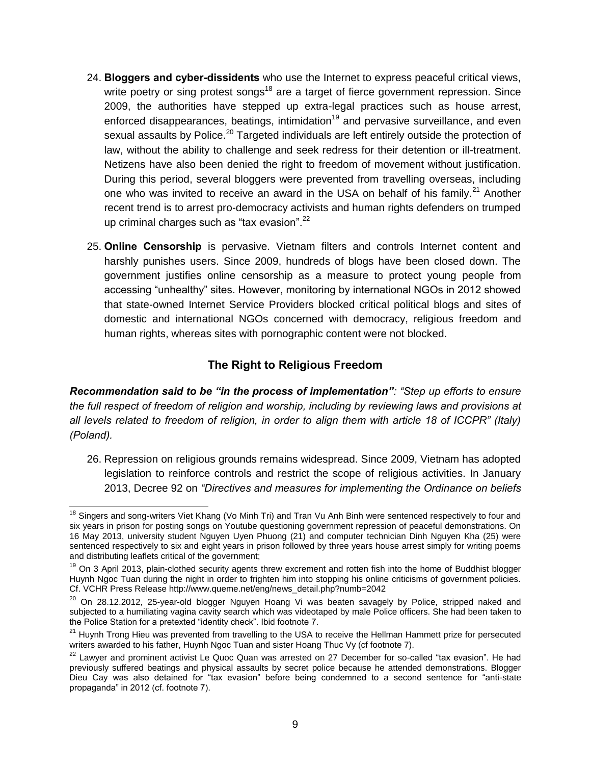24. **Bloggers and cyber-dissidents** who use the Internet to express peaceful critical views, write poetry or sing protest songs[18] are a target of fierce government repression. Since 2009, the authorities have stepped up extra-legal practices such as house arrest, enforced disappearances, beatings, intimidation[19] and pervasive surveillance, and even sexual assaults by Police.[20] Targeted individuals are left entirely outside the protection of law, without the ability to challenge and seek redress for their detention or ill-treatment. Netizens have also been denied the right to freedom of movement without justification. During this period, several bloggers were prevented from travelling overseas, including one who was invited to receive an award in the USA on behalf of his family.[21] Another recent trend is to arrest pro-democracy activists and human rights defenders on trumped up criminal charges such as "tax evasion".[22]

25. **Online Censorship** is pervasive. Vietnam filters and controls Internet content and harshly punishes users. Since 2009, hundreds of blogs have been closed down. The government justifies online censorship as a measure to protect young people from accessing "unhealthy" sites. However, monitoring by international NGOs in 2012 showed that state-owned Internet Service Providers blocked critical political blogs and sites of domestic and international NGOs concerned with democracy, religious freedom and human rights, whereas sites with pornographic content were not blocked.

## The Right to Religious Freedom

***Recommendation said to be "in the process of implementation"**: "Step up efforts to ensure the full respect of freedom of religion and worship, including by reviewing laws and provisions at all levels related to freedom of religion, in order to align them with article 18 of ICCPR" (Italy) (Poland).*

26. Repression on religious grounds remains widespread. Since 2009, Vietnam has adopted legislation to reinforce controls and restrict the scope of religious activities. In January 2013, Decree 92 on *"Directives and measures for implementing the Ordinance on beliefs*

---

[18] Singers and song-writers Viet Khang (Vo Minh Tri) and Tran Vu Anh Binh were sentenced respectively to four and six years in prison for posting songs on Youtube questioning government repression of peaceful demonstrations. On 16 May 2013, university student Nguyen Uyen Phuong (21) and computer technician Dinh Nguyen Kha (25) were sentenced respectively to six and eight years in prison followed by three years house arrest simply for writing poems and distributing leaflets critical of the government;

[19] On 3 April 2013, plain-clothed security agents threw excrement and rotten fish into the home of Buddhist blogger Huynh Ngoc Tuan during the night in order to frighten him into stopping his online criticisms of government policies. Cf. VCHR Press Release http://www.queme.net/eng/news_detail.php?numb=2042

[20] On 28.12.2012, 25-year-old blogger Nguyen Hoang Vi was beaten savagely by Police, stripped naked and subjected to a humiliating vagina cavity search which was videotaped by male Police officers. She had been taken to the Police Station for a pretexted "identity check". Ibid footnote 7.

[21] Huynh Trong Hieu was prevented from travelling to the USA to receive the Hellman Hammett prize for persecuted writers awarded to his father, Huynh Ngoc Tuan and sister Hoang Thuc Vy (cf footnote 7).

[22] Lawyer and prominent activist Le Quoc Quan was arrested on 27 December for so-called "tax evasion". He had previously suffered beatings and physical assaults by secret police because he attended demonstrations. Blogger Dieu Cay was also detained for "tax evasion" before being condemned to a second sentence for "anti-state propaganda" in 2012 (cf. footnote 7).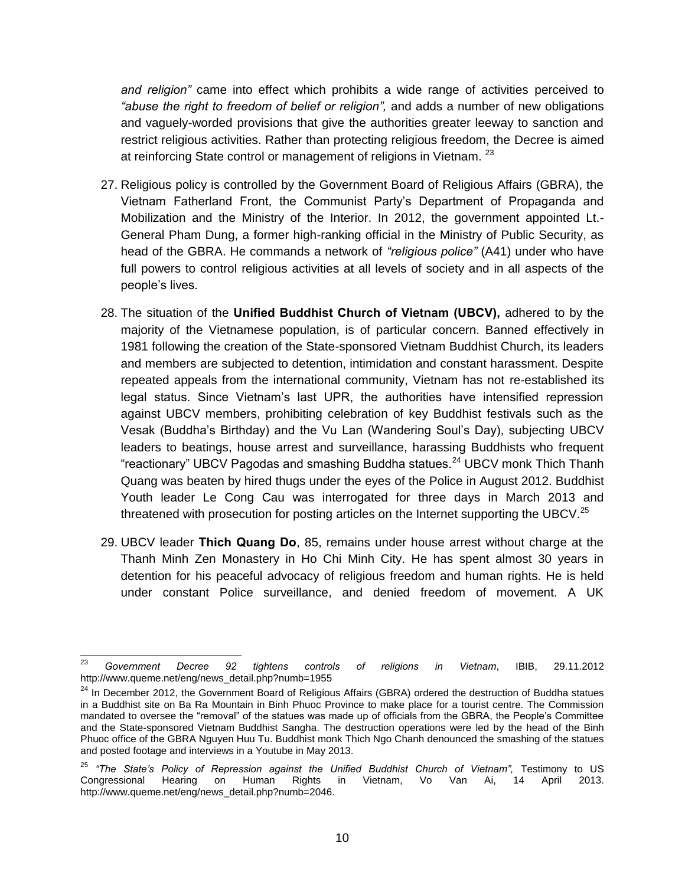*and religion"* came into effect which prohibits a wide range of activities perceived to *"abuse the right to freedom of belief or religion",* and adds a number of new obligations and vaguely-worded provisions that give the authorities greater leeway to sanction and restrict religious activities. Rather than protecting religious freedom, the Decree is aimed at reinforcing State control or management of religions in Vietnam. [23]

27. Religious policy is controlled by the Government Board of Religious Affairs (GBRA), the Vietnam Fatherland Front, the Communist Party's Department of Propaganda and Mobilization and the Ministry of the Interior. In 2012, the government appointed Lt.-General Pham Dung, a former high-ranking official in the Ministry of Public Security, as head of the GBRA. He commands a network of *"religious police"* (A41) under who have full powers to control religious activities at all levels of society and in all aspects of the people's lives.

28. The situation of the **Unified Buddhist Church of Vietnam (UBCV),** adhered to by the majority of the Vietnamese population, is of particular concern. Banned effectively in 1981 following the creation of the State-sponsored Vietnam Buddhist Church, its leaders and members are subjected to detention, intimidation and constant harassment. Despite repeated appeals from the international community, Vietnam has not re-established its legal status. Since Vietnam's last UPR, the authorities have intensified repression against UBCV members, prohibiting celebration of key Buddhist festivals such as the Vesak (Buddha's Birthday) and the Vu Lan (Wandering Soul's Day), subjecting UBCV leaders to beatings, house arrest and surveillance, harassing Buddhists who frequent "reactionary" UBCV Pagodas and smashing Buddha statues.[24] UBCV monk Thich Thanh Quang was beaten by hired thugs under the eyes of the Police in August 2012. Buddhist Youth leader Le Cong Cau was interrogated for three days in March 2013 and threatened with prosecution for posting articles on the Internet supporting the UBCV.[25]

29. UBCV leader **Thich Quang Do**, 85, remains under house arrest without charge at the Thanh Minh Zen Monastery in Ho Chi Minh City. He has spent almost 30 years in detention for his peaceful advocacy of religious freedom and human rights. He is held under constant Police surveillance, and denied freedom of movement. A UK

---

[23] *Government Decree 92 tightens controls of religions in Vietnam*, IBIB, 29.11.2012 http://www.queme.net/eng/news_detail.php?numb=1955

[24] In December 2012, the Government Board of Religious Affairs (GBRA) ordered the destruction of Buddha statues in a Buddhist site on Ba Ra Mountain in Binh Phuoc Province to make place for a tourist centre. The Commission mandated to oversee the "removal" of the statues was made up of officials from the GBRA, the People's Committee and the State-sponsored Vietnam Buddhist Sangha. The destruction operations were led by the head of the Binh Phuoc office of the GBRA Nguyen Huu Tu. Buddhist monk Thich Ngo Chanh denounced the smashing of the statues and posted footage and interviews in a Youtube in May 2013.

[25] *"The State's Policy of Repression against the Unified Buddhist Church of Vietnam",* Testimony to US Congressional Hearing on Human Rights in Vietnam, Vo Van Ai, 14 April 2013. http://www.queme.net/eng/news_detail.php?numb=2046.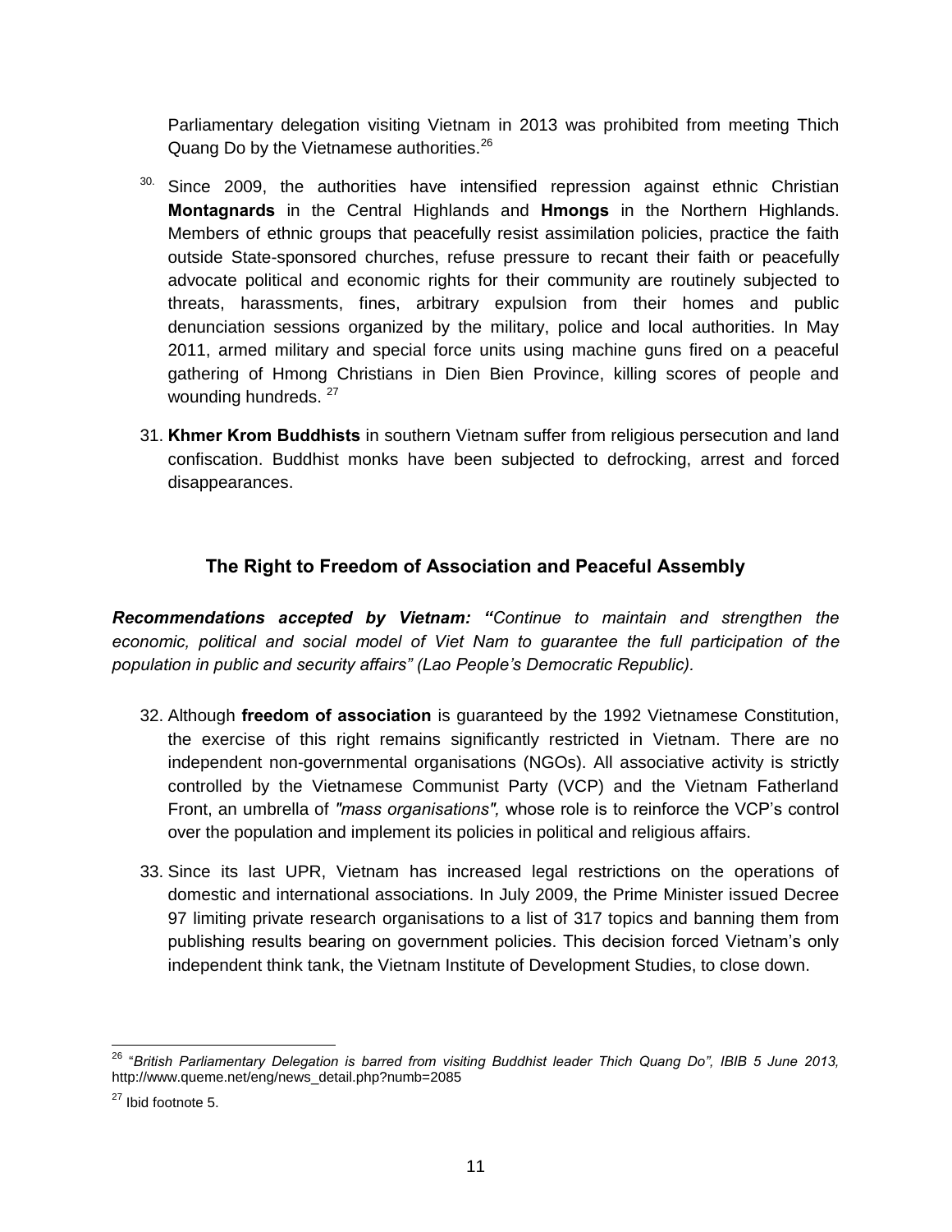Parliamentary delegation visiting Vietnam in 2013 was prohibited from meeting Thich Quang Do by the Vietnamese authorities.[26]

30. Since 2009, the authorities have intensified repression against ethnic Christian **Montagnards** in the Central Highlands and **Hmongs** in the Northern Highlands. Members of ethnic groups that peacefully resist assimilation policies, practice the faith outside State-sponsored churches, refuse pressure to recant their faith or peacefully advocate political and economic rights for their community are routinely subjected to threats, harassments, fines, arbitrary expulsion from their homes and public denunciation sessions organized by the military, police and local authorities. In May 2011, armed military and special force units using machine guns fired on a peaceful gathering of Hmong Christians in Dien Bien Province, killing scores of people and wounding hundreds.[27]

31. **Khmer Krom Buddhists** in southern Vietnam suffer from religious persecution and land confiscation. Buddhist monks have been subjected to defrocking, arrest and forced disappearances.

## The Right to Freedom of Association and Peaceful Assembly

***Recommendations accepted by Vietnam: "****Continue to maintain and strengthen the economic, political and social model of Viet Nam to guarantee the full participation of the population in public and security affairs" (Lao People's Democratic Republic).*

32. Although **freedom of association** is guaranteed by the 1992 Vietnamese Constitution, the exercise of this right remains significantly restricted in Vietnam. There are no independent non-governmental organisations (NGOs). All associative activity is strictly controlled by the Vietnamese Communist Party (VCP) and the Vietnam Fatherland Front, an umbrella of *"mass organisations",* whose role is to reinforce the VCP's control over the population and implement its policies in political and religious affairs.

33. Since its last UPR, Vietnam has increased legal restrictions on the operations of domestic and international associations. In July 2009, the Prime Minister issued Decree 97 limiting private research organisations to a list of 317 topics and banning them from publishing results bearing on government policies. This decision forced Vietnam's only independent think tank, the Vietnam Institute of Development Studies, to close down.

---

[26] "*British Parliamentary Delegation is barred from visiting Buddhist leader Thich Quang Do", IBIB 5 June 2013,* http://www.queme.net/eng/news_detail.php?numb=2085

[27] Ibid footnote 5.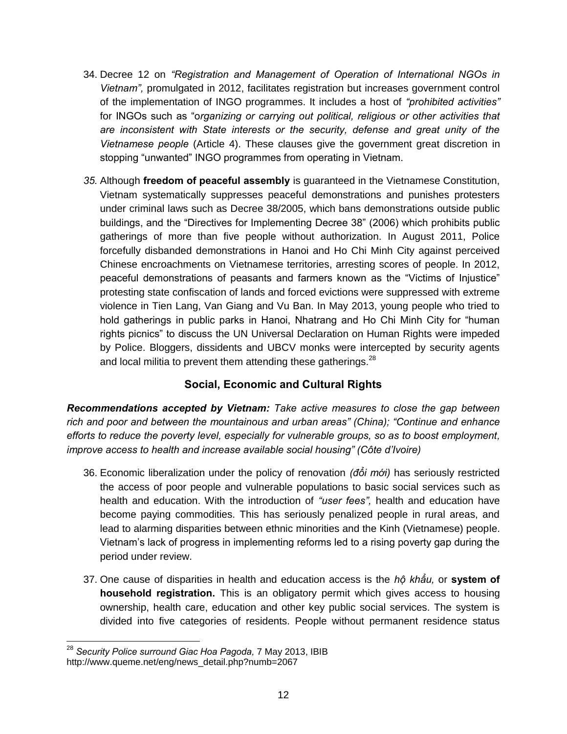34. Decree 12 on *"Registration and Management of Operation of International NGOs in Vietnam",* promulgated in 2012, facilitates registration but increases government control of the implementation of INGO programmes. It includes a host of *"prohibited activities"* for INGOs such as "*organizing or carrying out political, religious or other activities that are inconsistent with State interests or the security, defense and great unity of the Vietnamese people* (Article 4). These clauses give the government great discretion in stopping "unwanted" INGO programmes from operating in Vietnam.

35. Although **freedom of peaceful assembly** is guaranteed in the Vietnamese Constitution, Vietnam systematically suppresses peaceful demonstrations and punishes protesters under criminal laws such as Decree 38/2005, which bans demonstrations outside public buildings, and the "Directives for Implementing Decree 38" (2006) which prohibits public gatherings of more than five people without authorization. In August 2011, Police forcefully disbanded demonstrations in Hanoi and Ho Chi Minh City against perceived Chinese encroachments on Vietnamese territories, arresting scores of people. In 2012, peaceful demonstrations of peasants and farmers known as the "Victims of Injustice" protesting state confiscation of lands and forced evictions were suppressed with extreme violence in Tien Lang, Van Giang and Vu Ban. In May 2013, young people who tried to hold gatherings in public parks in Hanoi, Nhatrang and Ho Chi Minh City for "human rights picnics" to discuss the UN Universal Declaration on Human Rights were impeded by Police. Bloggers, dissidents and UBCV monks were intercepted by security agents and local militia to prevent them attending these gatherings.[28]

## Social, Economic and Cultural Rights

***Recommendations accepted by Vietnam:*** *Take active measures to close the gap between rich and poor and between the mountainous and urban areas" (China); "Continue and enhance efforts to reduce the poverty level, especially for vulnerable groups, so as to boost employment, improve access to health and increase available social housing" (Côte d'Ivoire)*

36. Economic liberalization under the policy of renovation *(đổi mới)* has seriously restricted the access of poor people and vulnerable populations to basic social services such as health and education. With the introduction of *"user fees",* health and education have become paying commodities. This has seriously penalized people in rural areas, and lead to alarming disparities between ethnic minorities and the Kinh (Vietnamese) people. Vietnam's lack of progress in implementing reforms led to a rising poverty gap during the period under review.

37. One cause of disparities in health and education access is the *hộ khẩu,* or **system of household registration.** This is an obligatory permit which gives access to housing ownership, health care, education and other key public social services. The system is divided into five categories of residents. People without permanent residence status

---

[28] *Security Police surround Giac Hoa Pagoda,* 7 May 2013, IBIB http://www.queme.net/eng/news_detail.php?numb=2067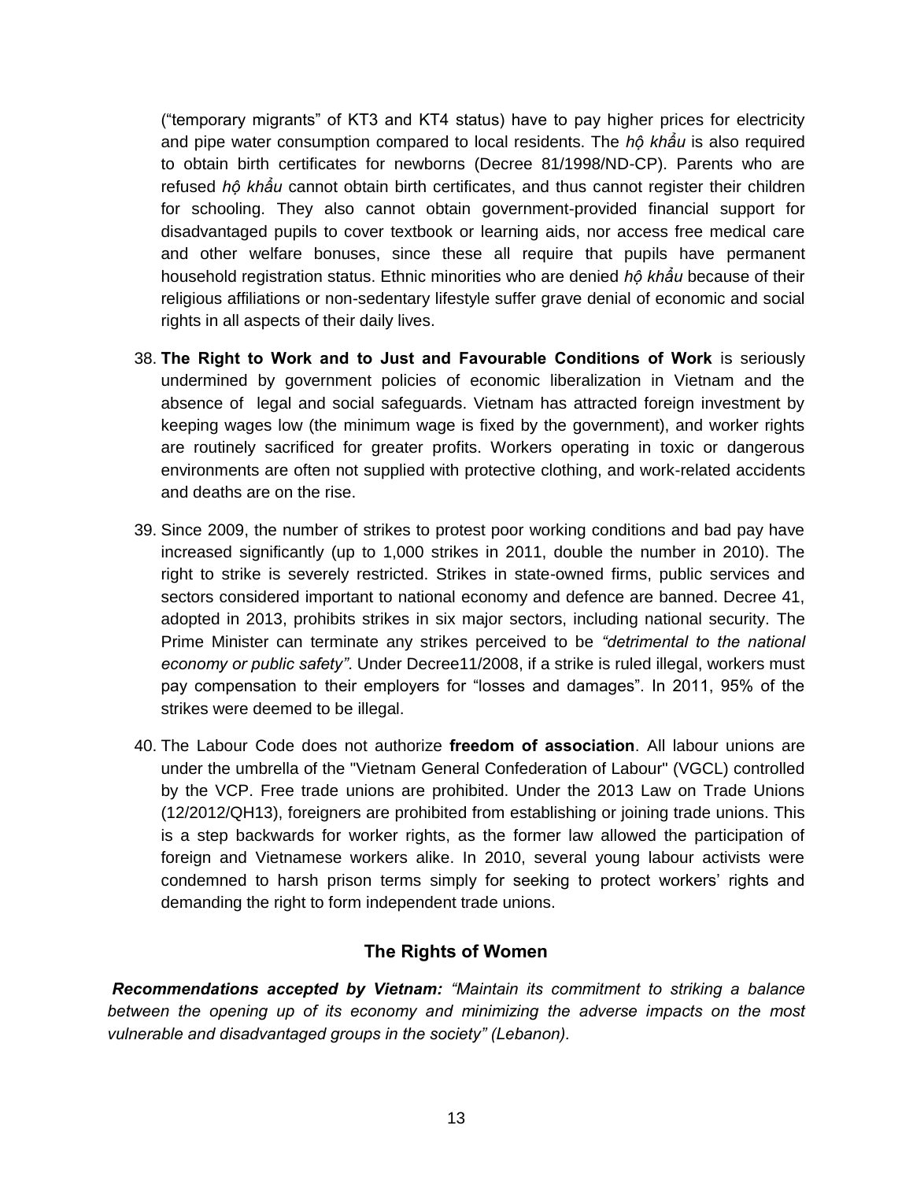("temporary migrants" of KT3 and KT4 status) have to pay higher prices for electricity and pipe water consumption compared to local residents. The *hộ khẩu* is also required to obtain birth certificates for newborns (Decree 81/1998/ND-CP). Parents who are refused *hộ khẩu* cannot obtain birth certificates, and thus cannot register their children for schooling. They also cannot obtain government-provided financial support for disadvantaged pupils to cover textbook or learning aids, nor access free medical care and other welfare bonuses, since these all require that pupils have permanent household registration status. Ethnic minorities who are denied *hộ khẩu* because of their religious affiliations or non-sedentary lifestyle suffer grave denial of economic and social rights in all aspects of their daily lives.

38. **The Right to Work and to Just and Favourable Conditions of Work** is seriously undermined by government policies of economic liberalization in Vietnam and the absence of legal and social safeguards. Vietnam has attracted foreign investment by keeping wages low (the minimum wage is fixed by the government), and worker rights are routinely sacrificed for greater profits. Workers operating in toxic or dangerous environments are often not supplied with protective clothing, and work-related accidents and deaths are on the rise.

39. Since 2009, the number of strikes to protest poor working conditions and bad pay have increased significantly (up to 1,000 strikes in 2011, double the number in 2010). The right to strike is severely restricted. Strikes in state-owned firms, public services and sectors considered important to national economy and defence are banned. Decree 41, adopted in 2013, prohibits strikes in six major sectors, including national security. The Prime Minister can terminate any strikes perceived to be *"detrimental to the national economy or public safety"*. Under Decree11/2008, if a strike is ruled illegal, workers must pay compensation to their employers for "losses and damages". In 2011, 95% of the strikes were deemed to be illegal.

40. The Labour Code does not authorize **freedom of association**. All labour unions are under the umbrella of the "Vietnam General Confederation of Labour" (VGCL) controlled by the VCP. Free trade unions are prohibited. Under the 2013 Law on Trade Unions (12/2012/QH13), foreigners are prohibited from establishing or joining trade unions. This is a step backwards for worker rights, as the former law allowed the participation of foreign and Vietnamese workers alike. In 2010, several young labour activists were condemned to harsh prison terms simply for seeking to protect workers' rights and demanding the right to form independent trade unions.

## The Rights of Women

***Recommendations accepted by Vietnam:*** *"Maintain its commitment to striking a balance between the opening up of its economy and minimizing the adverse impacts on the most vulnerable and disadvantaged groups in the society" (Lebanon).*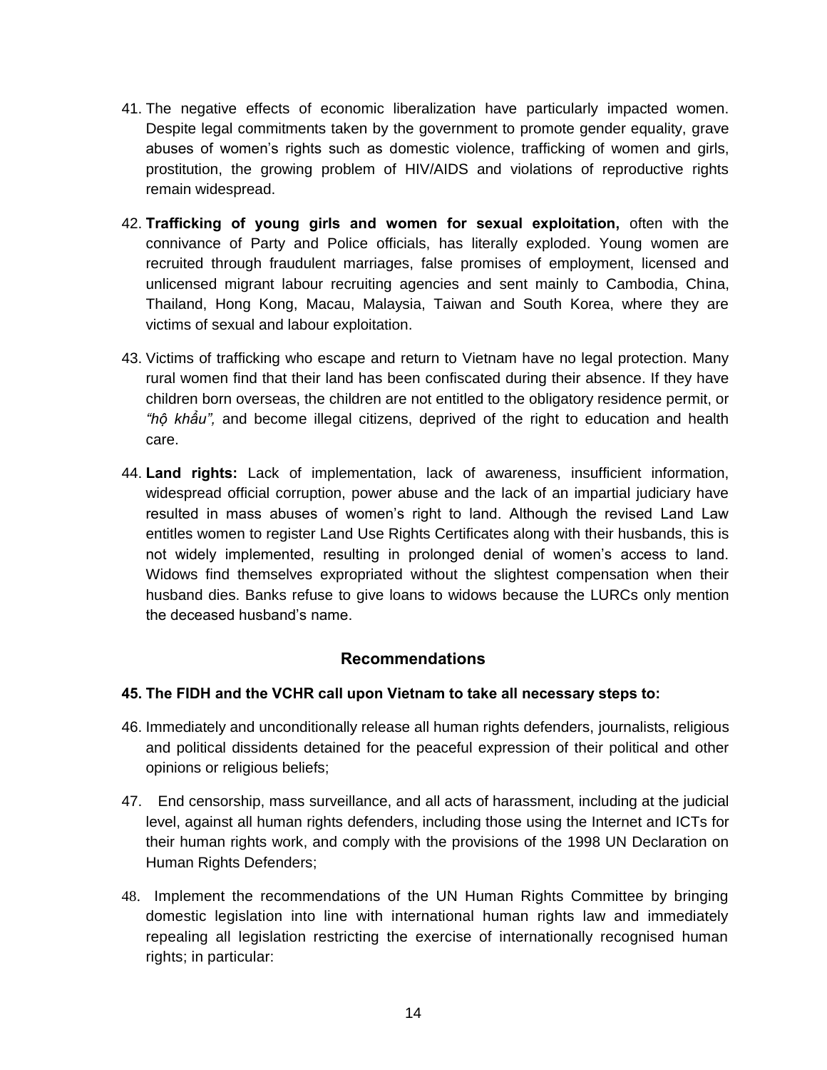41. The negative effects of economic liberalization have particularly impacted women. Despite legal commitments taken by the government to promote gender equality, grave abuses of women's rights such as domestic violence, trafficking of women and girls, prostitution, the growing problem of HIV/AIDS and violations of reproductive rights remain widespread.

42. **Trafficking of young girls and women for sexual exploitation,** often with the connivance of Party and Police officials, has literally exploded. Young women are recruited through fraudulent marriages, false promises of employment, licensed and unlicensed migrant labour recruiting agencies and sent mainly to Cambodia, China, Thailand, Hong Kong, Macau, Malaysia, Taiwan and South Korea, where they are victims of sexual and labour exploitation.

43. Victims of trafficking who escape and return to Vietnam have no legal protection. Many rural women find that their land has been confiscated during their absence. If they have children born overseas, the children are not entitled to the obligatory residence permit, or *"hộ khẩu",* and become illegal citizens, deprived of the right to education and health care.

44. **Land rights:** Lack of implementation, lack of awareness, insufficient information, widespread official corruption, power abuse and the lack of an impartial judiciary have resulted in mass abuses of women's right to land. Although the revised Land Law entitles women to register Land Use Rights Certificates along with their husbands, this is not widely implemented, resulting in prolonged denial of women's access to land. Widows find themselves expropriated without the slightest compensation when their husband dies. Banks refuse to give loans to widows because the LURCs only mention the deceased husband's name.

## Recommendations

**45. The FIDH and the VCHR call upon Vietnam to take all necessary steps to:**

46. Immediately and unconditionally release all human rights defenders, journalists, religious and political dissidents detained for the peaceful expression of their political and other opinions or religious beliefs;

47. End censorship, mass surveillance, and all acts of harassment, including at the judicial level, against all human rights defenders, including those using the Internet and ICTs for their human rights work, and comply with the provisions of the 1998 UN Declaration on Human Rights Defenders;

48. Implement the recommendations of the UN Human Rights Committee by bringing domestic legislation into line with international human rights law and immediately repealing all legislation restricting the exercise of internationally recognised human rights; in particular: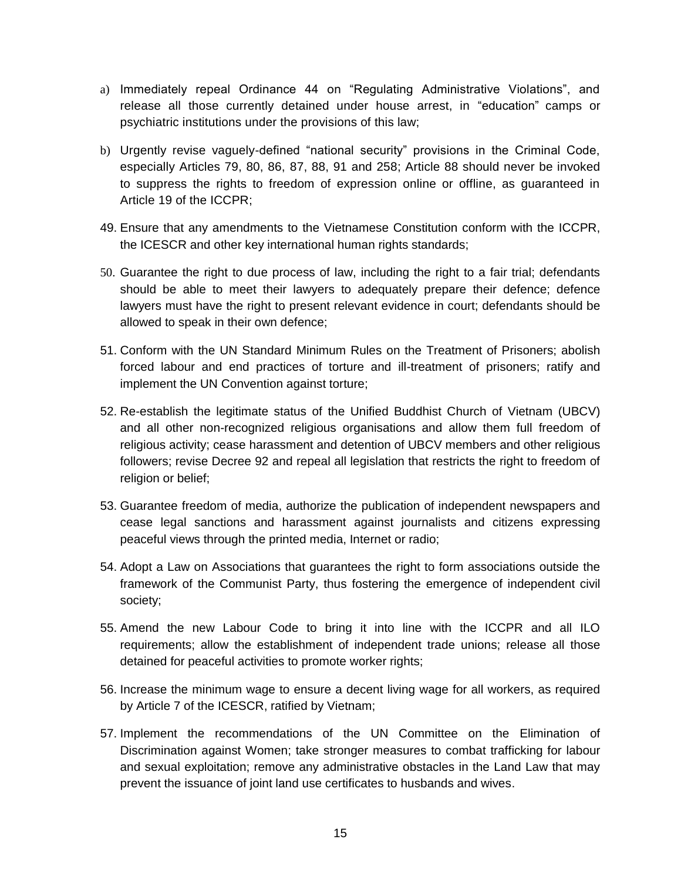a) Immediately repeal Ordinance 44 on "Regulating Administrative Violations", and release all those currently detained under house arrest, in "education" camps or psychiatric institutions under the provisions of this law;

b) Urgently revise vaguely-defined "national security" provisions in the Criminal Code, especially Articles 79, 80, 86, 87, 88, 91 and 258; Article 88 should never be invoked to suppress the rights to freedom of expression online or offline, as guaranteed in Article 19 of the ICCPR;

49. Ensure that any amendments to the Vietnamese Constitution conform with the ICCPR, the ICESCR and other key international human rights standards;

50. Guarantee the right to due process of law, including the right to a fair trial; defendants should be able to meet their lawyers to adequately prepare their defence; defence lawyers must have the right to present relevant evidence in court; defendants should be allowed to speak in their own defence;

51. Conform with the UN Standard Minimum Rules on the Treatment of Prisoners; abolish forced labour and end practices of torture and ill-treatment of prisoners; ratify and implement the UN Convention against torture;

52. Re-establish the legitimate status of the Unified Buddhist Church of Vietnam (UBCV) and all other non-recognized religious organisations and allow them full freedom of religious activity; cease harassment and detention of UBCV members and other religious followers; revise Decree 92 and repeal all legislation that restricts the right to freedom of religion or belief;

53. Guarantee freedom of media, authorize the publication of independent newspapers and cease legal sanctions and harassment against journalists and citizens expressing peaceful views through the printed media, Internet or radio;

54. Adopt a Law on Associations that guarantees the right to form associations outside the framework of the Communist Party, thus fostering the emergence of independent civil society;

55. Amend the new Labour Code to bring it into line with the ICCPR and all ILO requirements; allow the establishment of independent trade unions; release all those detained for peaceful activities to promote worker rights;

56. Increase the minimum wage to ensure a decent living wage for all workers, as required by Article 7 of the ICESCR, ratified by Vietnam;

57. Implement the recommendations of the UN Committee on the Elimination of Discrimination against Women; take stronger measures to combat trafficking for labour and sexual exploitation; remove any administrative obstacles in the Land Law that may prevent the issuance of joint land use certificates to husbands and wives.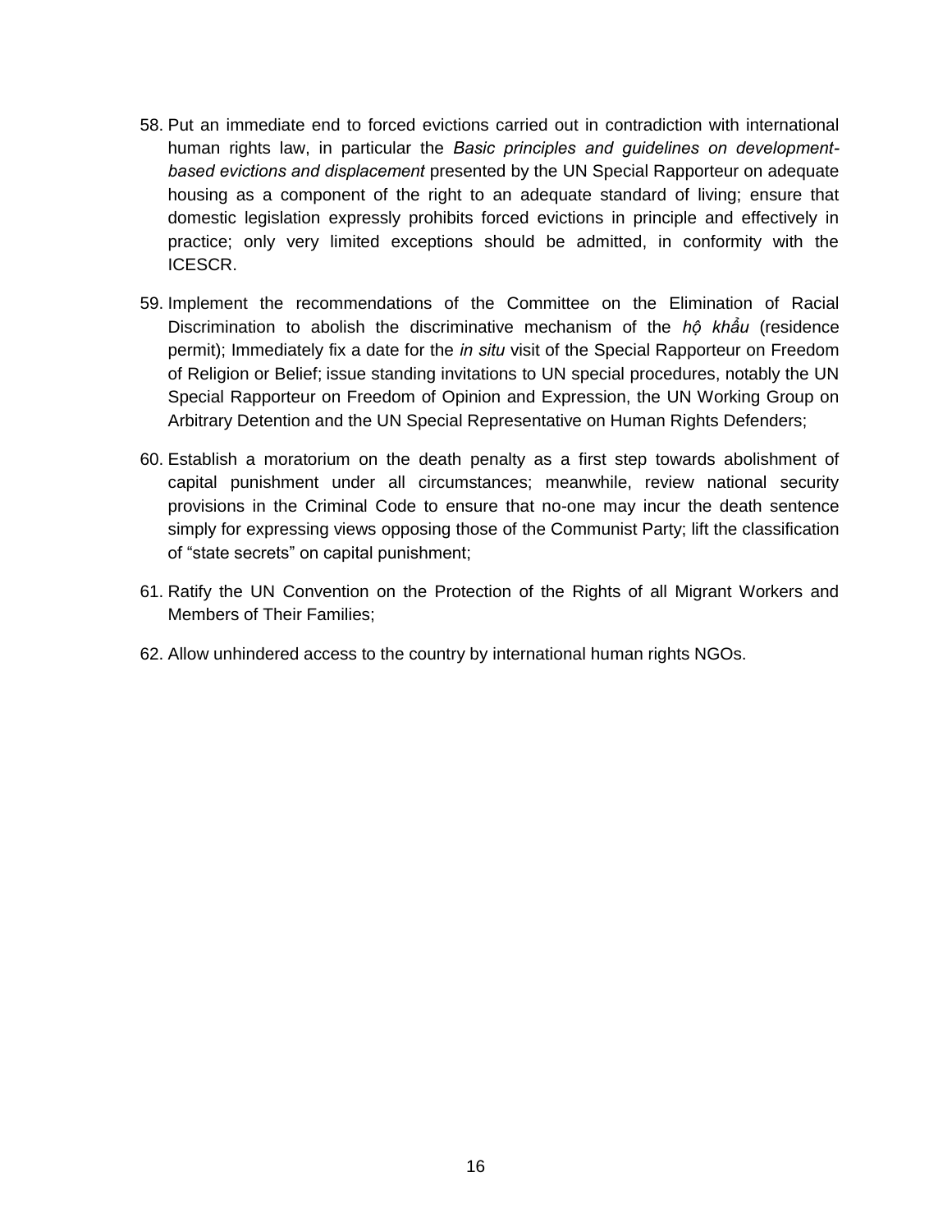58. Put an immediate end to forced evictions carried out in contradiction with international human rights law, in particular the *Basic principles and guidelines on development-based evictions and displacement* presented by the UN Special Rapporteur on adequate housing as a component of the right to an adequate standard of living; ensure that domestic legislation expressly prohibits forced evictions in principle and effectively in practice; only very limited exceptions should be admitted, in conformity with the ICESCR.

59. Implement the recommendations of the Committee on the Elimination of Racial Discrimination to abolish the discriminative mechanism of the *hộ khẩu* (residence permit); Immediately fix a date for the *in situ* visit of the Special Rapporteur on Freedom of Religion or Belief; issue standing invitations to UN special procedures, notably the UN Special Rapporteur on Freedom of Opinion and Expression, the UN Working Group on Arbitrary Detention and the UN Special Representative on Human Rights Defenders;

60. Establish a moratorium on the death penalty as a first step towards abolishment of capital punishment under all circumstances; meanwhile, review national security provisions in the Criminal Code to ensure that no-one may incur the death sentence simply for expressing views opposing those of the Communist Party; lift the classification of "state secrets" on capital punishment;

61. Ratify the UN Convention on the Protection of the Rights of all Migrant Workers and Members of Their Families;

62. Allow unhindered access to the country by international human rights NGOs.